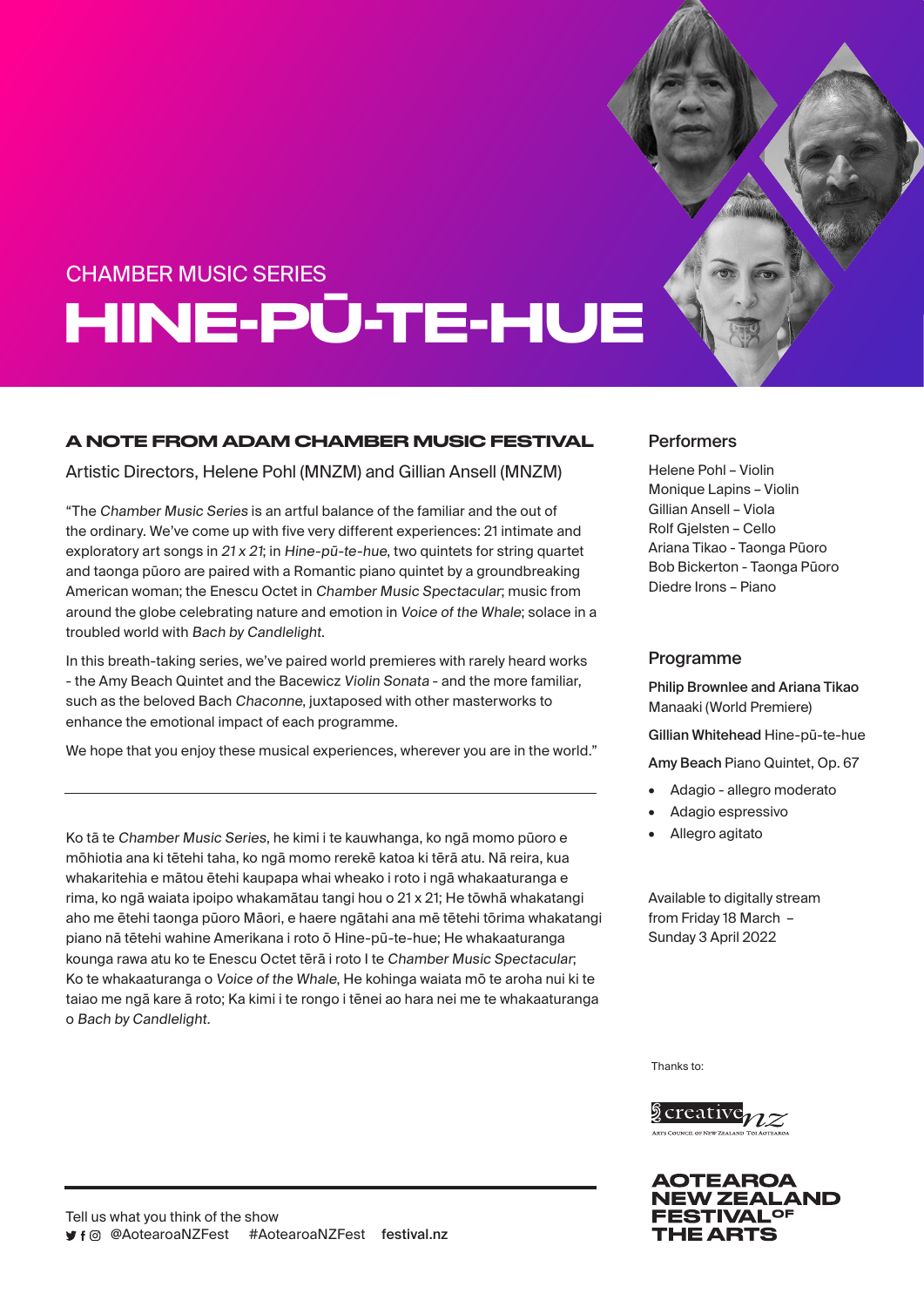CHAMBER MUSIC SERIES

# HINE-PŪ-TE-HUE

## A NOTE FROM ADAM CHAMBER MUSIC FESTIVAL

Artistic Directors, Helene Pohl (MNZM) and Gillian Ansell (MNZM)

"The *Chamber Music Series* is an artful balance of the familiar and the out of the ordinary. We've come up with five very different experiences: 21 intimate and exploratory art songs in *21 x 21*; in *Hine-pū-te-hue*, two quintets for string quartet and taonga pūoro are paired with a Romantic piano quintet by a groundbreaking American woman; the Enescu Octet in *Chamber Music Spectacular*; music from around the globe celebrating nature and emotion in *Voice of the Whale*; solace in a troubled world with *Bach by Candlelight*.

In this breath-taking series, we've paired world premieres with rarely heard works - the Amy Beach Quintet and the Bacewicz *Violin Sonata* - and the more familiar, such as the beloved Bach *Chaconne*, juxtaposed with other masterworks to enhance the emotional impact of each programme.

We hope that you enjoy these musical experiences, wherever you are in the world."

---

Ko tā te *Chamber Music Series*, he kimi i te kauwhanga, ko ngā momo pūoro e mōhiotia ana ki tētehi taha, ko ngā momo rerekē katoa ki tērā atu. Nā reira, kua whakaritehia e mātou ētehi kaupapa whai wheako i roto i ngā whakaaturanga e rima, ko ngā waiata ipoipo whakamātau tangi hou o 21 x 21; He tōwhā whakatangi aho me ētehi taonga pūoro Māori, e haere ngātahi ana mē tētehi tōrima whakatangi piano nā tētehi wahine Amerikana i roto ō Hine-pū-te-hue; He whakaaturanga kounga rawa atu ko te Enescu Octet tērā i roto I te *Chamber Music Spectacular*; Ko te whakaaturanga o *Voice of the Whale*, He kohinga waiata mō te aroha nui ki te taiao me ngā kare ā roto; Ka kimi i te rongo i tēnei ao hara nei me te whakaaturanga o *Bach by Candlelight*.

## Performers

Helene Pohl – Violin
Monique Lapins – Violin
Gillian Ansell – Viola
Rolf Gjelsten – Cello
Ariana Tikao - Taonga Pūoro
Bob Bickerton - Taonga Pūoro
Diedre Irons – Piano

## Programme

**Philip Brownlee and Ariana Tikao**
Manaaki (World Premiere)

**Gillian Whitehead** Hine-pū-te-hue

**Amy Beach** Piano Quintet, Op. 67

- Adagio - allegro moderato
- Adagio espressivo
- Allegro agitato

Available to digitally stream from Friday 18 March – Sunday 3 April 2022

Thanks to:

creative nz
Arts Council of New Zealand Toi Aotearoa

AOTEAROA NEW ZEALAND FESTIVAL OF THE ARTS

---

Tell us what you think of the show
@AotearoaNZFest #AotearoaNZFest **festival.nz**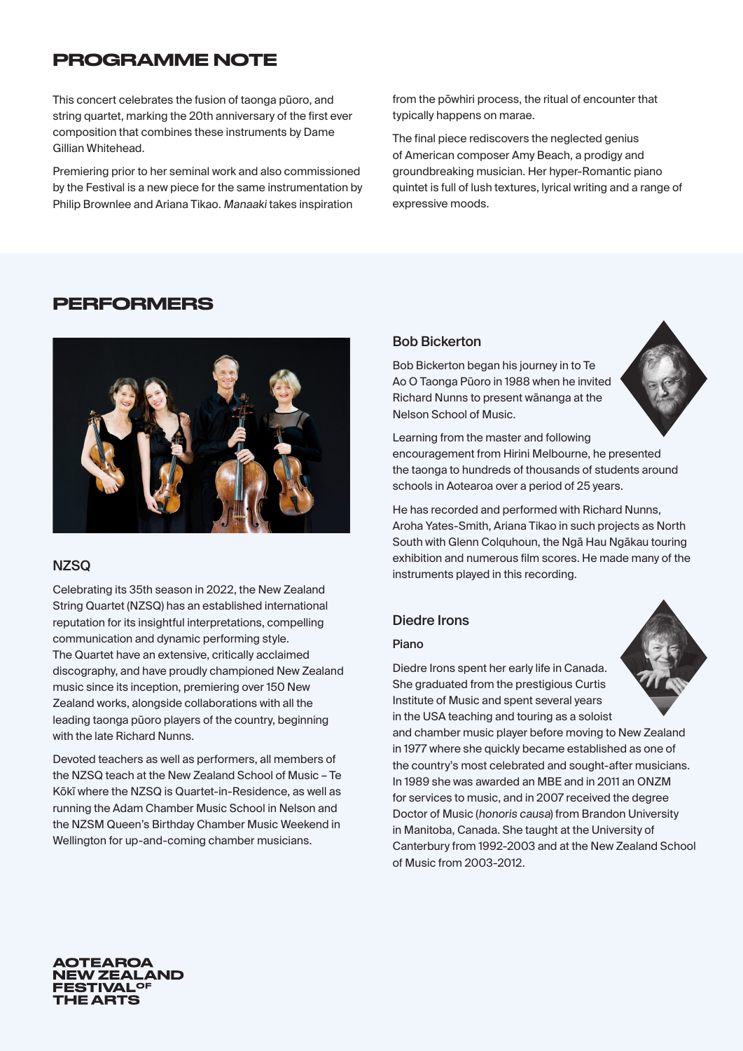## PROGRAMME NOTE

This concert celebrates the fusion of taonga pūoro, and string quartet, marking the 20th anniversary of the first ever composition that combines these instruments by Dame Gillian Whitehead.

Premiering prior to her seminal work and also commissioned by the Festival is a new piece for the same instrumentation by Philip Brownlee and Ariana Tikao. *Manaaki* takes inspiration from the pōwhiri process, the ritual of encounter that typically happens on marae.

The final piece rediscovers the neglected genius of American composer Amy Beach, a prodigy and groundbreaking musician. Her hyper-Romantic piano quintet is full of lush textures, lyrical writing and a range of expressive moods.

## PERFORMERS

### NZSQ

Celebrating its 35th season in 2022, the New Zealand String Quartet (NZSQ) has an established international reputation for its insightful interpretations, compelling communication and dynamic performing style. The Quartet have an extensive, critically acclaimed discography, and have proudly championed New Zealand music since its inception, premiering over 150 New Zealand works, alongside collaborations with all the leading taonga pūoro players of the country, beginning with the late Richard Nunns.

Devoted teachers as well as performers, all members of the NZSQ teach at the New Zealand School of Music – Te Kōkī where the NZSQ is Quartet-in-Residence, as well as running the Adam Chamber Music School in Nelson and the NZSM Queen's Birthday Chamber Music Weekend in Wellington for up-and-coming chamber musicians.

### Bob Bickerton

Bob Bickerton began his journey in to Te Ao O Taonga Pūoro in 1988 when he invited Richard Nunns to present wānanga at the Nelson School of Music.

Learning from the master and following encouragement from Hirini Melbourne, he presented the taonga to hundreds of thousands of students around schools in Aotearoa over a period of 25 years.

He has recorded and performed with Richard Nunns, Aroha Yates-Smith, Ariana Tikao in such projects as North South with Glenn Colquhoun, the Ngā Hau Ngākau touring exhibition and numerous film scores. He made many of the instruments played in this recording.

### Diedre Irons

**Piano**

Diedre Irons spent her early life in Canada. She graduated from the prestigious Curtis Institute of Music and spent several years in the USA teaching and touring as a soloist and chamber music player before moving to New Zealand in 1977 where she quickly became established as one of the country's most celebrated and sought-after musicians. In 1989 she was awarded an MBE and in 2011 an ONZM for services to music, and in 2007 received the degree Doctor of Music (*honoris causa*) from Brandon University in Manitoba, Canada. She taught at the University of Canterbury from 1992-2003 and at the New Zealand School of Music from 2003-2012.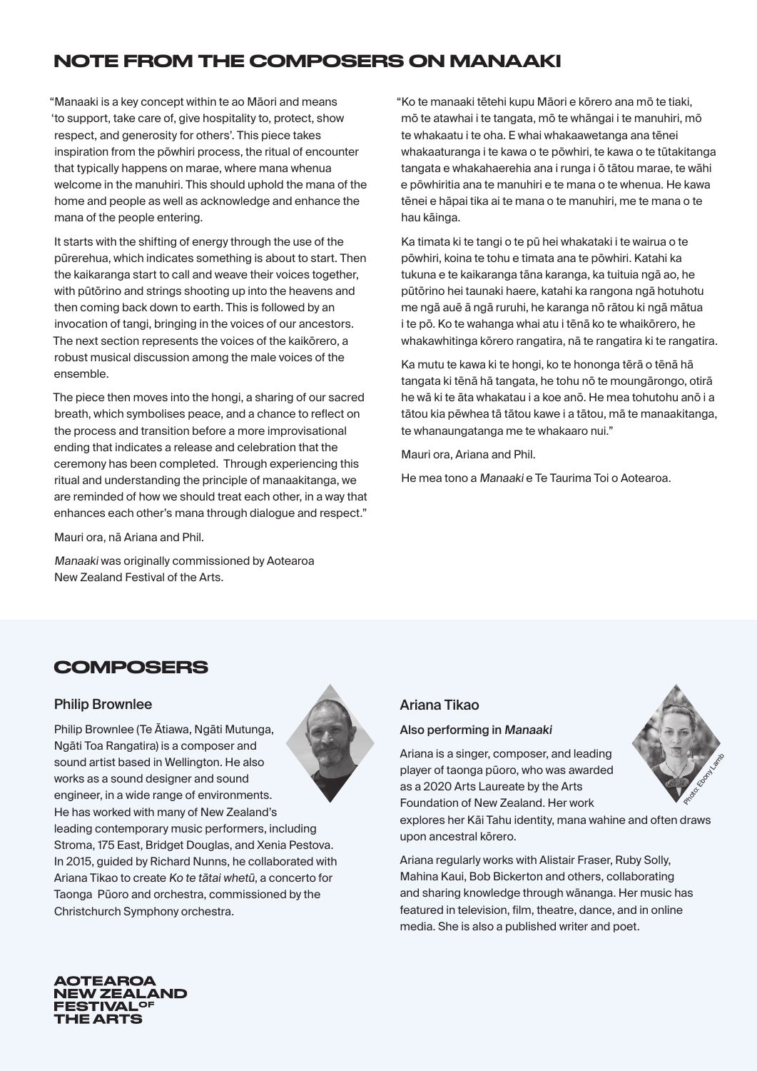## NOTE FROM THE COMPOSERS ON MANAAKI

"Manaaki is a key concept within te ao Māori and means 'to support, take care of, give hospitality to, protect, show respect, and generosity for others'. This piece takes inspiration from the pōwhiri process, the ritual of encounter that typically happens on marae, where mana whenua welcome in the manuhiri. This should uphold the mana of the home and people as well as acknowledge and enhance the mana of the people entering.

It starts with the shifting of energy through the use of the pūrerehua, which indicates something is about to start. Then the kaikaranga start to call and weave their voices together, with pūtōrino and strings shooting up into the heavens and then coming back down to earth. This is followed by an invocation of tangi, bringing in the voices of our ancestors. The next section represents the voices of the kaikōrero, a robust musical discussion among the male voices of the ensemble.

The piece then moves into the hongi, a sharing of our sacred breath, which symbolises peace, and a chance to reflect on the process and transition before a more improvisational ending that indicates a release and celebration that the ceremony has been completed. Through experiencing this ritual and understanding the principle of manaakitanga, we are reminded of how we should treat each other, in a way that enhances each other's mana through dialogue and respect."

Mauri ora, nā Ariana and Phil.

*Manaaki* was originally commissioned by Aotearoa New Zealand Festival of the Arts.

"Ko te manaaki tētehi kupu Māori e kōrero ana mō te tiaki, mō te atawhai i te tangata, mō te whāngai i te manuhiri, mō te whakaatu i te oha. E whai whakaawetanga ana tēnei whakaaturanga i te kawa o te pōwhiri, te kawa o te tūtakitanga tangata e whakahaerehia ana i runga i ō tātou marae, te wāhi e pōwhiritia ana te manuhiri e te mana o te whenua. He kawa tēnei e hāpai tika ai te mana o te manuhiri, me te mana o te hau kāinga.

Ka timata ki te tangi o te pū hei whakataki i te wairua o te pōwhiri, koina te tohu e timata ana te pōwhiri. Katahi ka tukuna e te kaikaranga tāna karanga, ka tuituia ngā ao, he pūtōrino hei taunaki haere, katahi ka rangona ngā hotuhotu me ngā auē ā ngā ruruhi, he karanga nō rātou ki ngā mātua i te pō. Ko te wahanga whai atu i tēnā ko te whaikōrero, he whakawhitinga kōrero rangatira, nā te rangatira ki te rangatira.

Ka mutu te kawa ki te hongi, ko te hononga tērā o tēnā hā tangata ki tēnā hā tangata, he tohu nō te moungārongo, otirā he wā ki te āta whakatau i a koe anō. He mea tohutohu anō i a tātou kia pēwhea tā tātou kawe i a tātou, mā te manaakitanga, te whanaungatanga me te whakaaro nui."

Mauri ora, Ariana and Phil.

He mea tono a *Manaaki* e Te Taurima Toi o Aotearoa.

## COMPOSERS

### Philip Brownlee

Philip Brownlee (Te Ātiawa, Ngāti Mutunga, Ngāti Toa Rangatira) is a composer and sound artist based in Wellington. He also works as a sound designer and sound engineer, in a wide range of environments. He has worked with many of New Zealand's leading contemporary music performers, including Stroma, 175 East, Bridget Douglas, and Xenia Pestova. In 2015, guided by Richard Nunns, he collaborated with Ariana Tikao to create *Ko te tātai whetū*, a concerto for Taonga Pūoro and orchestra, commissioned by the Christchurch Symphony orchestra.

### Ariana Tikao

**Also performing in *Manaaki***

Photo: Ebony Lamb

Ariana is a singer, composer, and leading player of taonga pūoro, who was awarded as a 2020 Arts Laureate by the Arts Foundation of New Zealand. Her work explores her Kāi Tahu identity, mana wahine and often draws upon ancestral kōrero.

Ariana regularly works with Alistair Fraser, Ruby Solly, Mahina Kaui, Bob Bickerton and others, collaborating and sharing knowledge through wānanga. Her music has featured in television, film, theatre, dance, and in online media. She is also a published writer and poet.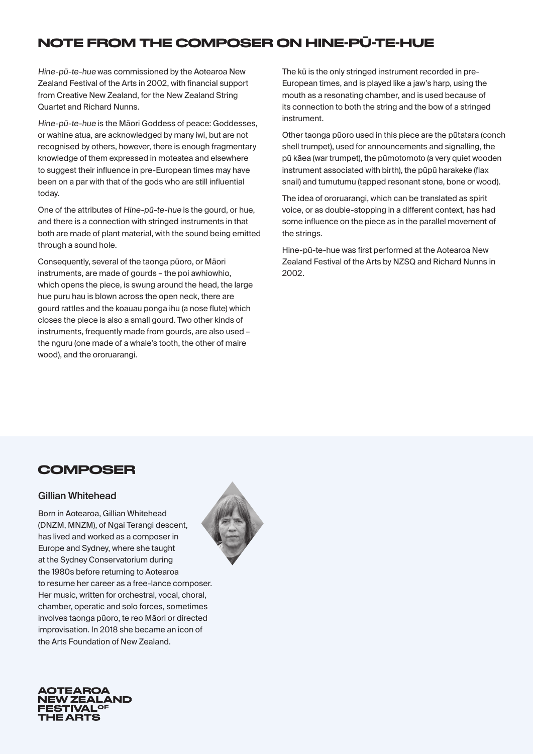## NOTE FROM THE COMPOSER ON HINE-PŪ-TE-HUE

*Hine-pū-te-hue* was commissioned by the Aotearoa New Zealand Festival of the Arts in 2002, with financial support from Creative New Zealand, for the New Zealand String Quartet and Richard Nunns.

*Hine-pū-te-hue* is the Māori Goddess of peace: Goddesses, or wahine atua, are acknowledged by many iwi, but are not recognised by others, however, there is enough fragmentary knowledge of them expressed in moteatea and elsewhere to suggest their influence in pre-European times may have been on a par with that of the gods who are still influential today.

One of the attributes of *Hine-pū-te-hue* is the gourd, or hue, and there is a connection with stringed instruments in that both are made of plant material, with the sound being emitted through a sound hole.

Consequently, several of the taonga pūoro, or Māori instruments, are made of gourds – the poi awhiowhio, which opens the piece, is swung around the head, the large hue puru hau is blown across the open neck, there are gourd rattles and the koauau ponga ihu (a nose flute) which closes the piece is also a small gourd. Two other kinds of instruments, frequently made from gourds, are also used – the nguru (one made of a whale's tooth, the other of maire wood), and the ororuarangi.

The kū is the only stringed instrument recorded in pre-European times, and is played like a jaw's harp, using the mouth as a resonating chamber, and is used because of its connection to both the string and the bow of a stringed instrument.

Other taonga pūoro used in this piece are the pūtatara (conch shell trumpet), used for announcements and signalling, the pū kāea (war trumpet), the pūmotomoto (a very quiet wooden instrument associated with birth), the pūpū harakeke (flax snail) and tumutumu (tapped resonant stone, bone or wood).

The idea of ororuarangi, which can be translated as spirit voice, or as double-stopping in a different context, has had some influence on the piece as in the parallel movement of the strings.

Hine-pū-te-hue was first performed at the Aotearoa New Zealand Festival of the Arts by NZSQ and Richard Nunns in 2002.

## COMPOSER

### Gillian Whitehead

Born in Aotearoa, Gillian Whitehead (DNZM, MNZM), of Ngai Terangi descent, has lived and worked as a composer in Europe and Sydney, where she taught at the Sydney Conservatorium during the 1980s before returning to Aotearoa to resume her career as a free-lance composer. Her music, written for orchestral, vocal, choral, chamber, operatic and solo forces, sometimes involves taonga pūoro, te reo Māori or directed improvisation. In 2018 she became an icon of the Arts Foundation of New Zealand.

AOTEAROA NEW ZEALAND FESTIVAL OF THE ARTS